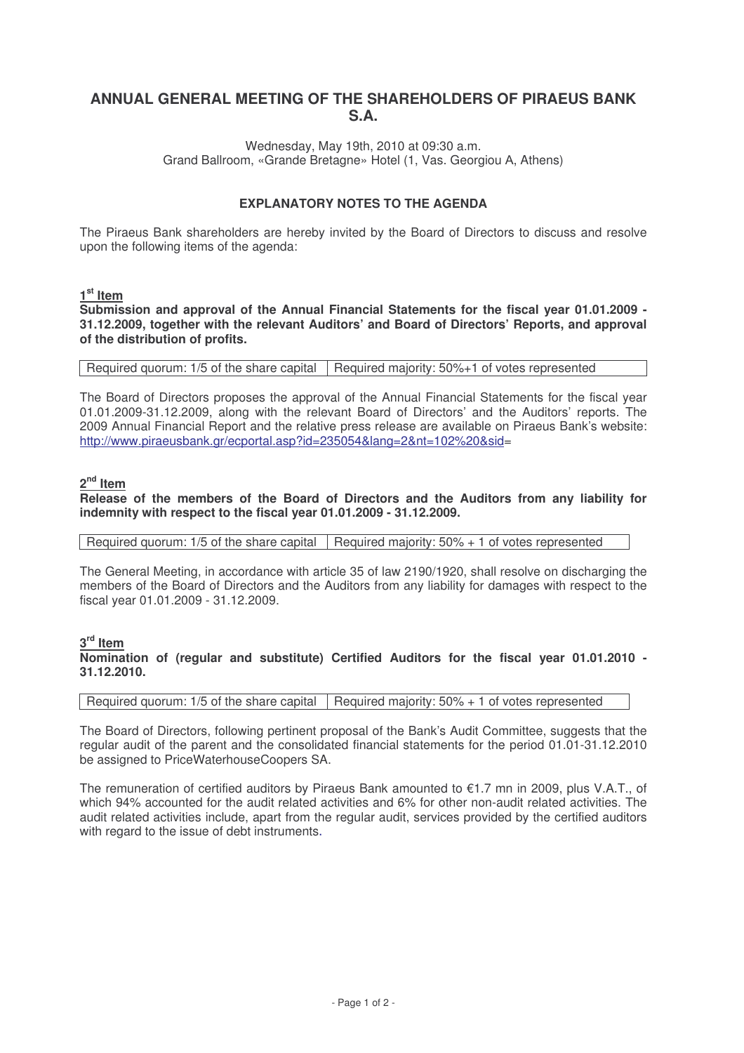# ANNUAL GENERAL MEETING OF THE SHAREHOLDERS OF PIRAEUS BANK S.A.

Wednesday, May 19th, 2010 at 09:30 a.m.
Grand Ballroom, «Grande Bretagne» Hotel (1, Vas. Georgiou A, Athens)

## EXPLANATORY NOTES TO THE AGENDA

The Piraeus Bank shareholders are hereby invited by the Board of Directors to discuss and resolve upon the following items of the agenda:

### 1st Item

**Submission and approval of the Annual Financial Statements for the fiscal year 01.01.2009 - 31.12.2009, together with the relevant Auditors' and Board of Directors' Reports, and approval of the distribution of profits.**

| Required quorum: 1/5 of the share capital | Required majority: 50%+1 of votes represented |
|---|---|

The Board of Directors proposes the approval of the Annual Financial Statements for the fiscal year 01.01.2009-31.12.2009, along with the relevant Board of Directors' and the Auditors' reports. The 2009 Annual Financial Report and the relative press release are available on Piraeus Bank's website: http://www.piraeusbank.gr/ecportal.asp?id=235054&lang=2&nt=102%20&sid=

### 2nd Item

**Release of the members of the Board of Directors and the Auditors from any liability for indemnity with respect to the fiscal year 01.01.2009 - 31.12.2009.**

| Required quorum: 1/5 of the share capital | Required majority: 50% + 1 of votes represented |
|---|---|

The General Meeting, in accordance with article 35 of law 2190/1920, shall resolve on discharging the members of the Board of Directors and the Auditors from any liability for damages with respect to the fiscal year 01.01.2009 - 31.12.2009.

### 3rd Item

**Nomination of (regular and substitute) Certified Auditors for the fiscal year 01.01.2010 - 31.12.2010.**

| Required quorum: 1/5 of the share capital | Required majority: 50% + 1 of votes represented |
|---|---|

The Board of Directors, following pertinent proposal of the Bank's Audit Committee, suggests that the regular audit of the parent and the consolidated financial statements for the period 01.01-31.12.2010 be assigned to PriceWaterhouseCoopers SA.

The remuneration of certified auditors by Piraeus Bank amounted to €1.7 mn in 2009, plus V.A.T., of which 94% accounted for the audit related activities and 6% for other non-audit related activities. The audit related activities include, apart from the regular audit, services provided by the certified auditors with regard to the issue of debt instruments.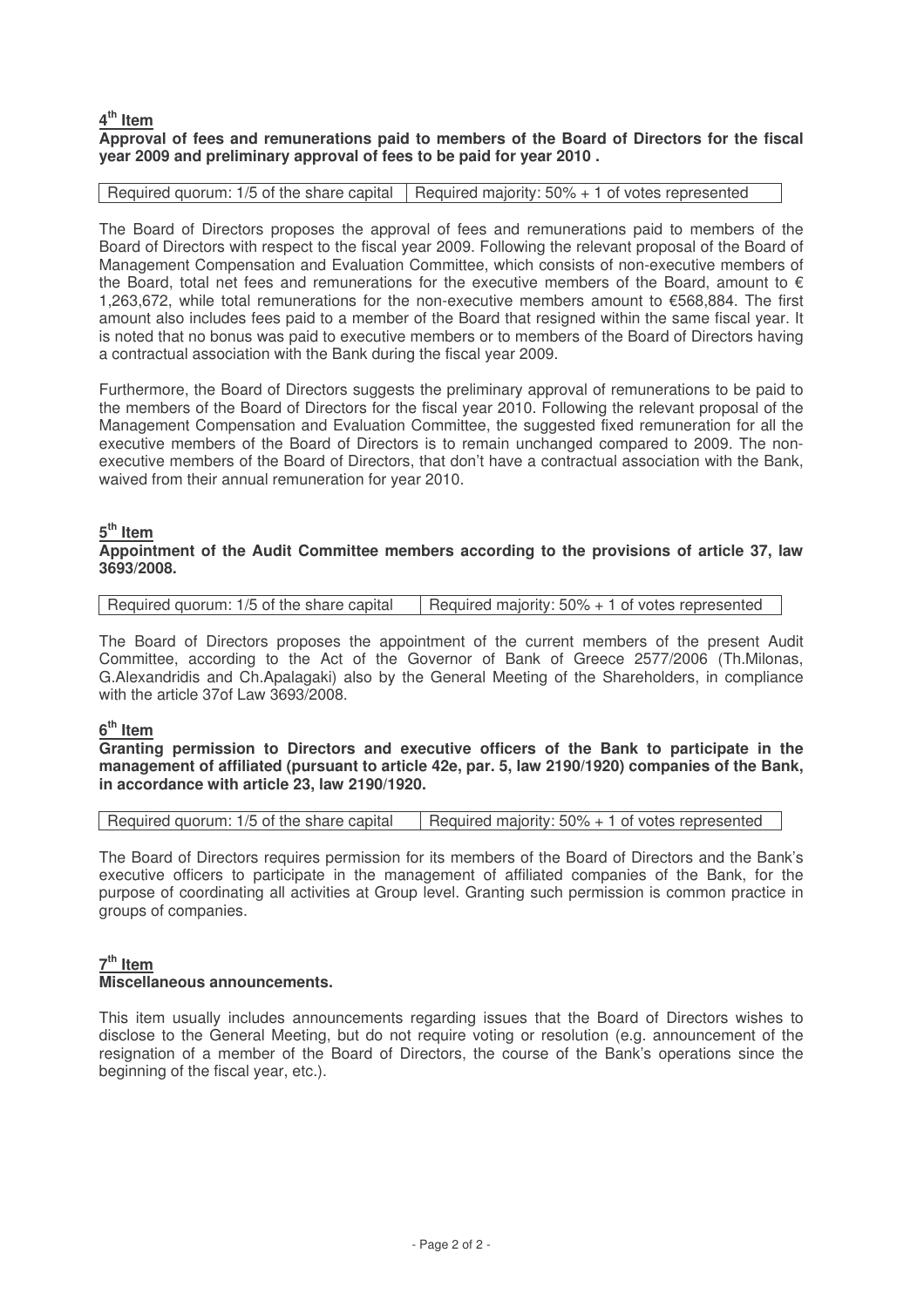## 4th Item

**Approval of fees and remunerations paid to members of the Board of Directors for the fiscal year 2009 and preliminary approval of fees to be paid for year 2010 .**

| | |
|---|---|
| Required quorum: 1/5 of the share capital | Required majority: 50% + 1 of votes represented |

The Board of Directors proposes the approval of fees and remunerations paid to members of the Board of Directors with respect to the fiscal year 2009. Following the relevant proposal of the Board of Management Compensation and Evaluation Committee, which consists of non-executive members of the Board, total net fees and remunerations for the executive members of the Board, amount to € 1,263,672, while total remunerations for the non-executive members amount to €568,884. The first amount also includes fees paid to a member of the Board that resigned within the same fiscal year. It is noted that no bonus was paid to executive members or to members of the Board of Directors having a contractual association with the Bank during the fiscal year 2009.

Furthermore, the Board of Directors suggests the preliminary approval of remunerations to be paid to the members of the Board of Directors for the fiscal year 2010. Following the relevant proposal of the Management Compensation and Evaluation Committee, the suggested fixed remuneration for all the executive members of the Board of Directors is to remain unchanged compared to 2009. The non-executive members of the Board of Directors, that don't have a contractual association with the Bank, waived from their annual remuneration for year 2010.

## 5th Item

**Appointment of the Audit Committee members according to the provisions of article 37, law 3693/2008.**

| | |
|---|---|
| Required quorum: 1/5 of the share capital | Required majority: 50% + 1 of votes represented |

The Board of Directors proposes the appointment of the current members of the present Audit Committee, according to the Act of the Governor of Bank of Greece 2577/2006 (Th.Milonas, G.Alexandridis and Ch.Apalagaki) also by the General Meeting of the Shareholders, in compliance with the article 37of Law 3693/2008.

## 6th Item

**Granting permission to Directors and executive officers of the Bank to participate in the management of affiliated (pursuant to article 42e, par. 5, law 2190/1920) companies of the Bank, in accordance with article 23, law 2190/1920.**

| | |
|---|---|
| Required quorum: 1/5 of the share capital | Required majority: 50% + 1 of votes represented |

The Board of Directors requires permission for its members of the Board of Directors and the Bank's executive officers to participate in the management of affiliated companies of the Bank, for the purpose of coordinating all activities at Group level. Granting such permission is common practice in groups of companies.

## 7th Item

**Miscellaneous announcements.**

This item usually includes announcements regarding issues that the Board of Directors wishes to disclose to the General Meeting, but do not require voting or resolution (e.g. announcement of the resignation of a member of the Board of Directors, the course of the Bank's operations since the beginning of the fiscal year, etc.).